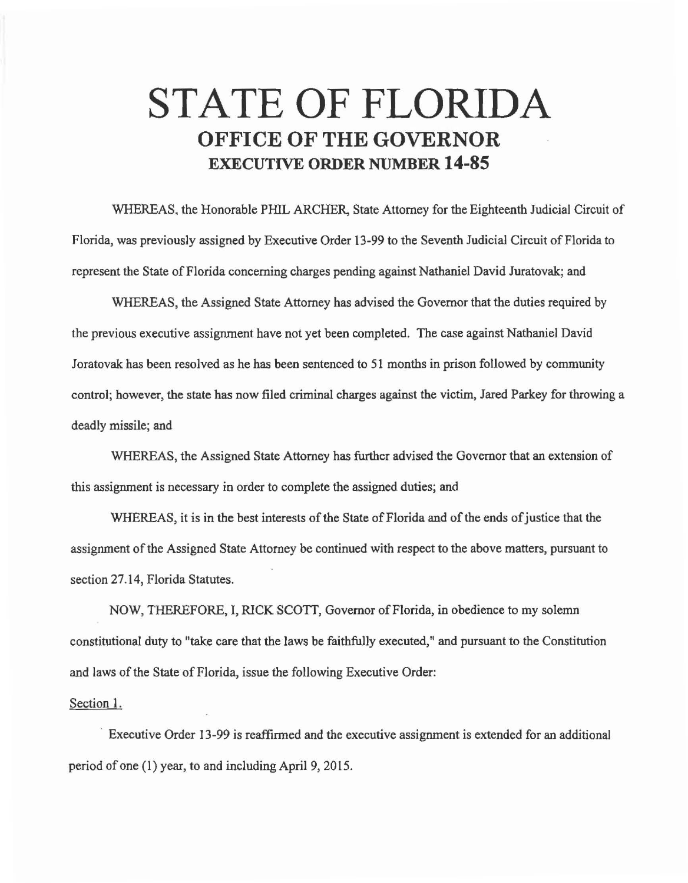# STATE OF FLORIDA
## OFFICE OF THE GOVERNOR
### EXECUTIVE ORDER NUMBER 14-85

WHEREAS, the Honorable PHIL ARCHER, State Attorney for the Eighteenth Judicial Circuit of Florida, was previously assigned by Executive Order 13-99 to the Seventh Judicial Circuit of Florida to represent the State of Florida concerning charges pending against Nathaniel David Juratovak; and

WHEREAS, the Assigned State Attorney has advised the Governor that the duties required by the previous executive assignment have not yet been completed. The case against Nathaniel David Joratovak has been resolved as he has been sentenced to 51 months in prison followed by community control; however, the state has now filed criminal charges against the victim, Jared Parkey for throwing a deadly missile; and

WHEREAS, the Assigned State Attorney has further advised the Governor that an extension of this assignment is necessary in order to complete the assigned duties; and

WHEREAS, it is in the best interests of the State of Florida and of the ends of justice that the assignment of the Assigned State Attorney be continued with respect to the above matters, pursuant to section 27.14, Florida Statutes.

NOW, THEREFORE, I, RICK SCOTT, Governor of Florida, in obedience to my solemn constitutional duty to "take care that the laws be faithfully executed," and pursuant to the Constitution and laws of the State of Florida, issue the following Executive Order:

Section 1.

Executive Order 13-99 is reaffirmed and the executive assignment is extended for an additional period of one (1) year, to and including April 9, 2015.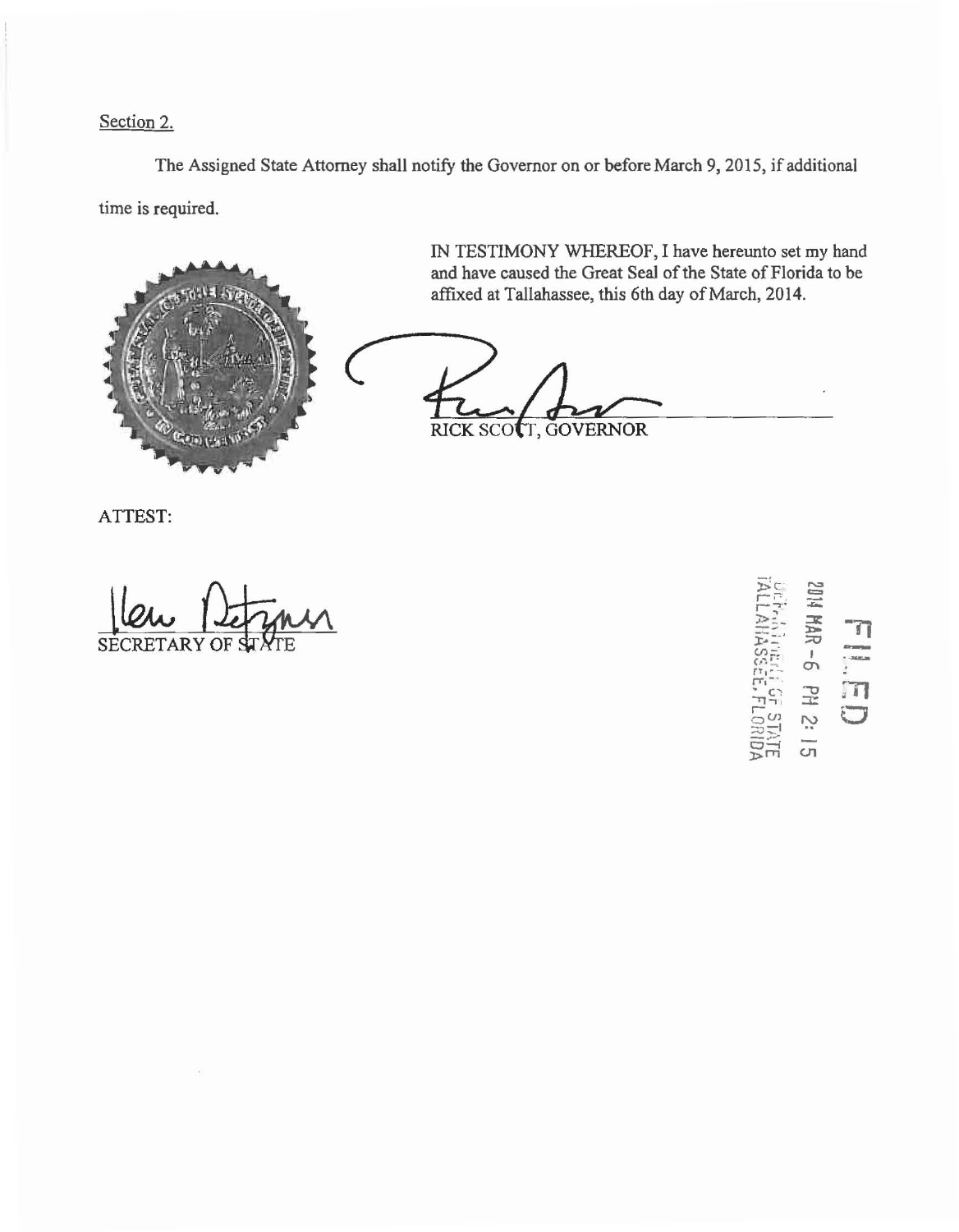Section 2.

The Assigned State Attorney shall notify the Governor on or before March 9, 2015, if additional time is required.

IN TESTIMONY WHEREOF, I have hereunto set my hand and have caused the Great Seal of the State of Florida to be affixed at Tallahassee, this 6th day of March, 2014.

RICK SCOTT, GOVERNOR

ATTEST:

SECRETARY OF STATE

FILED

2014 MAR -6 PM 2:15

DEPARTMENT OF STATE
TALLAHASSEE, FLORIDA